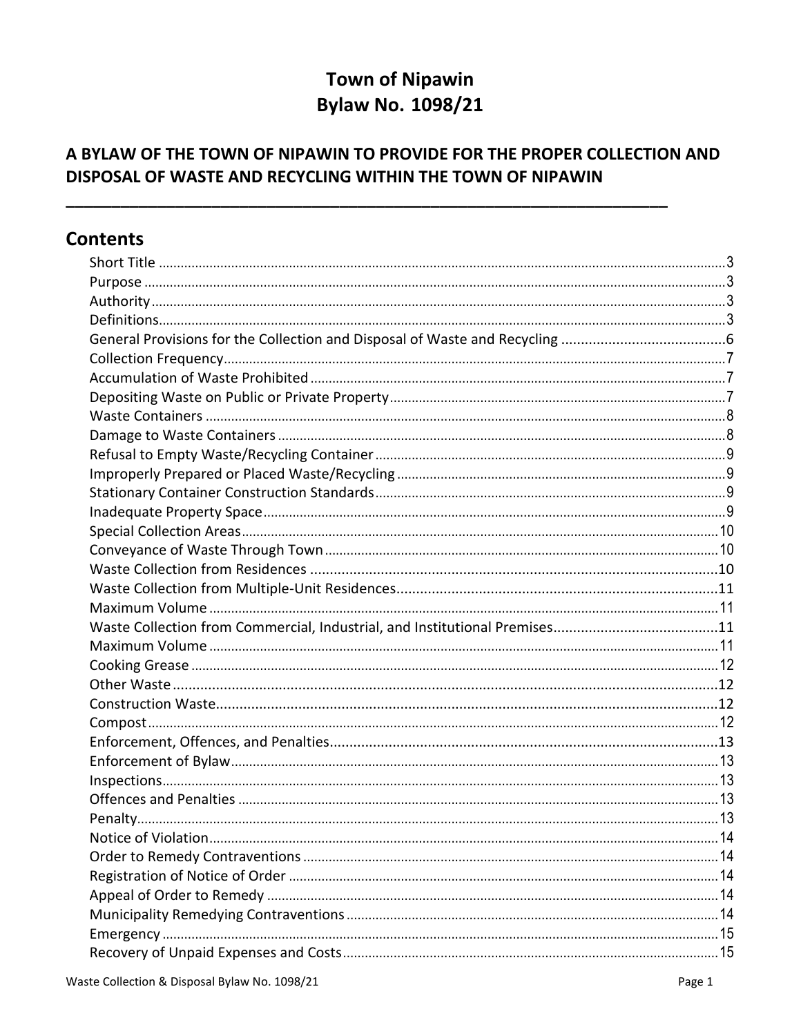# Town of Nipawin
# Bylaw No. 1098/21

## A BYLAW OF THE TOWN OF NIPAWIN TO PROVIDE FOR THE PROPER COLLECTION AND DISPOSAL OF WASTE AND RECYCLING WITHIN THE TOWN OF NIPAWIN

---

## Contents

| Section | Page |
|---|---|
| Short Title | 3 |
| Purpose | 3 |
| Authority | 3 |
| Definitions | 3 |
| General Provisions for the Collection and Disposal of Waste and Recycling | 6 |
| Collection Frequency | 7 |
| Accumulation of Waste Prohibited | 7 |
| Depositing Waste on Public or Private Property | 7 |
| Waste Containers | 8 |
| Damage to Waste Containers | 8 |
| Refusal to Empty Waste/Recycling Container | 9 |
| Improperly Prepared or Placed Waste/Recycling | 9 |
| Stationary Container Construction Standards | 9 |
| Inadequate Property Space | 9 |
| Special Collection Areas | 10 |
| Conveyance of Waste Through Town | 10 |
| Waste Collection from Residences | 10 |
| Waste Collection from Multiple-Unit Residences | 11 |
| Maximum Volume | 11 |
| Waste Collection from Commercial, Industrial, and Institutional Premises | 11 |
| Maximum Volume | 11 |
| Cooking Grease | 12 |
| Other Waste | 12 |
| Construction Waste | 12 |
| Compost | 12 |
| Enforcement, Offences, and Penalties | 13 |
| Enforcement of Bylaw | 13 |
| Inspections | 13 |
| Offences and Penalties | 13 |
| Penalty | 13 |
| Notice of Violation | 14 |
| Order to Remedy Contraventions | 14 |
| Registration of Notice of Order | 14 |
| Appeal of Order to Remedy | 14 |
| Municipality Remedying Contraventions | 14 |
| Emergency | 15 |
| Recovery of Unpaid Expenses and Costs | 15 |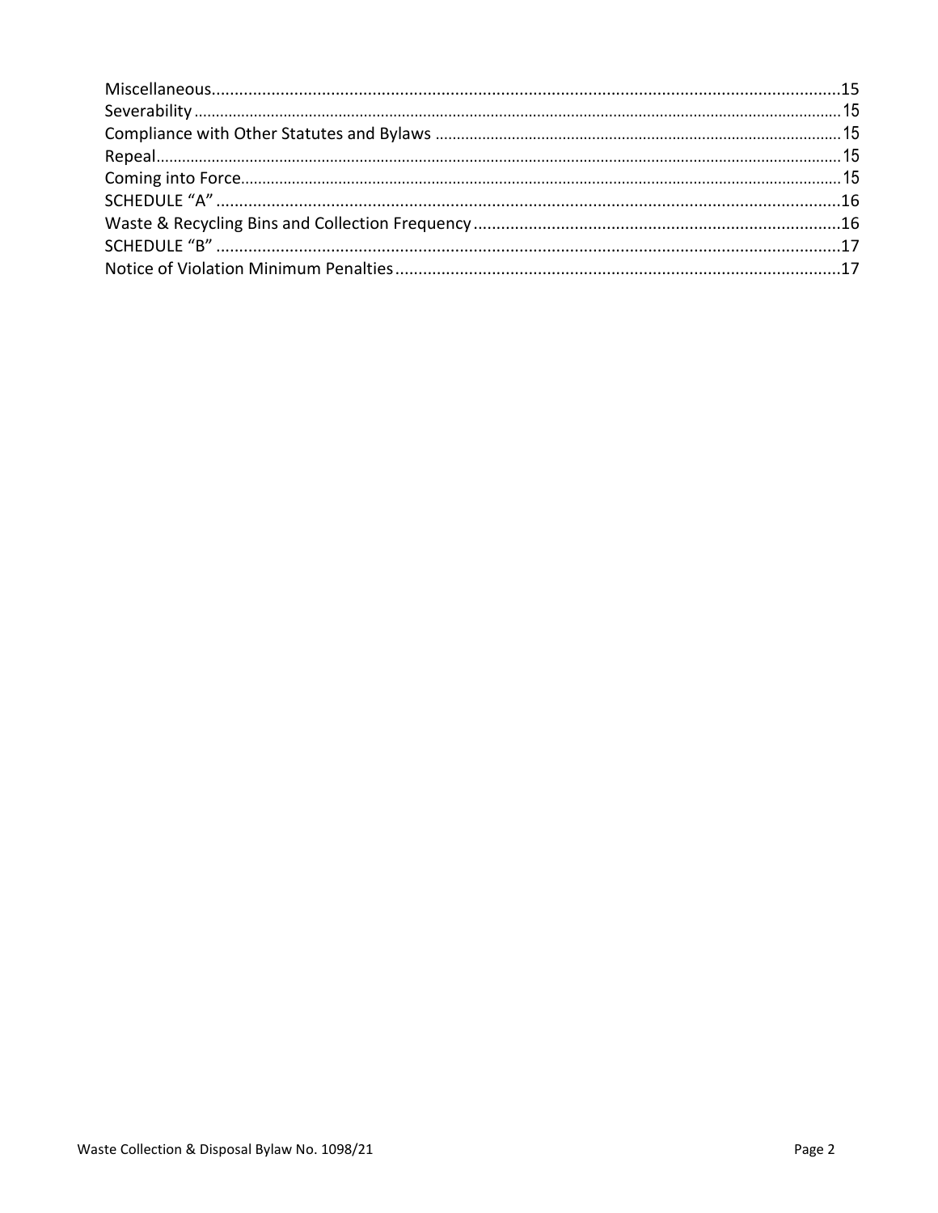Miscellaneous....................................................................15
Severability......................................................................15
Compliance with Other Statutes and Bylaws ........................................15
Repeal............................................................................15
Coming into Force.................................................................15
SCHEDULE "A" .....................................................................16
Waste & Recycling Bins and Collection Frequency ..................................16
SCHEDULE "B" .....................................................................17
Notice of Violation Minimum Penalties.............................................17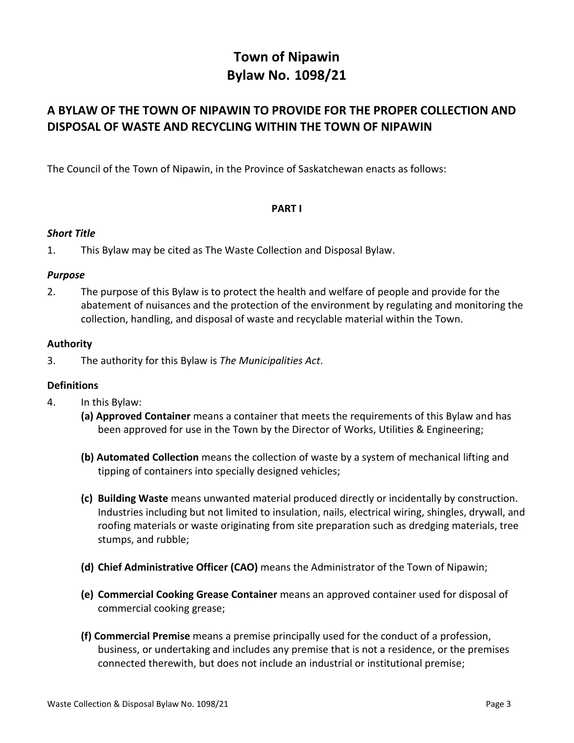# Town of Nipawin
# Bylaw No. 1098/21

## A BYLAW OF THE TOWN OF NIPAWIN TO PROVIDE FOR THE PROPER COLLECTION AND DISPOSAL OF WASTE AND RECYCLING WITHIN THE TOWN OF NIPAWIN

The Council of the Town of Nipawin, in the Province of Saskatchewan enacts as follows:

**PART I**

***Short Title***

1. This Bylaw may be cited as The Waste Collection and Disposal Bylaw.

***Purpose***

2. The purpose of this Bylaw is to protect the health and welfare of people and provide for the abatement of nuisances and the protection of the environment by regulating and monitoring the collection, handling, and disposal of waste and recyclable material within the Town.

**Authority**

3. The authority for this Bylaw is *The Municipalities Act*.

**Definitions**

4. In this Bylaw:
   - **(a) Approved Container** means a container that meets the requirements of this Bylaw and has been approved for use in the Town by the Director of Works, Utilities & Engineering;
   - **(b) Automated Collection** means the collection of waste by a system of mechanical lifting and tipping of containers into specially designed vehicles;
   - **(c) Building Waste** means unwanted material produced directly or incidentally by construction. Industries including but not limited to insulation, nails, electrical wiring, shingles, drywall, and roofing materials or waste originating from site preparation such as dredging materials, tree stumps, and rubble;
   - **(d) Chief Administrative Officer (CAO)** means the Administrator of the Town of Nipawin;
   - **(e) Commercial Cooking Grease Container** means an approved container used for disposal of commercial cooking grease;
   - **(f) Commercial Premise** means a premise principally used for the conduct of a profession, business, or undertaking and includes any premise that is not a residence, or the premises connected therewith, but does not include an industrial or institutional premise;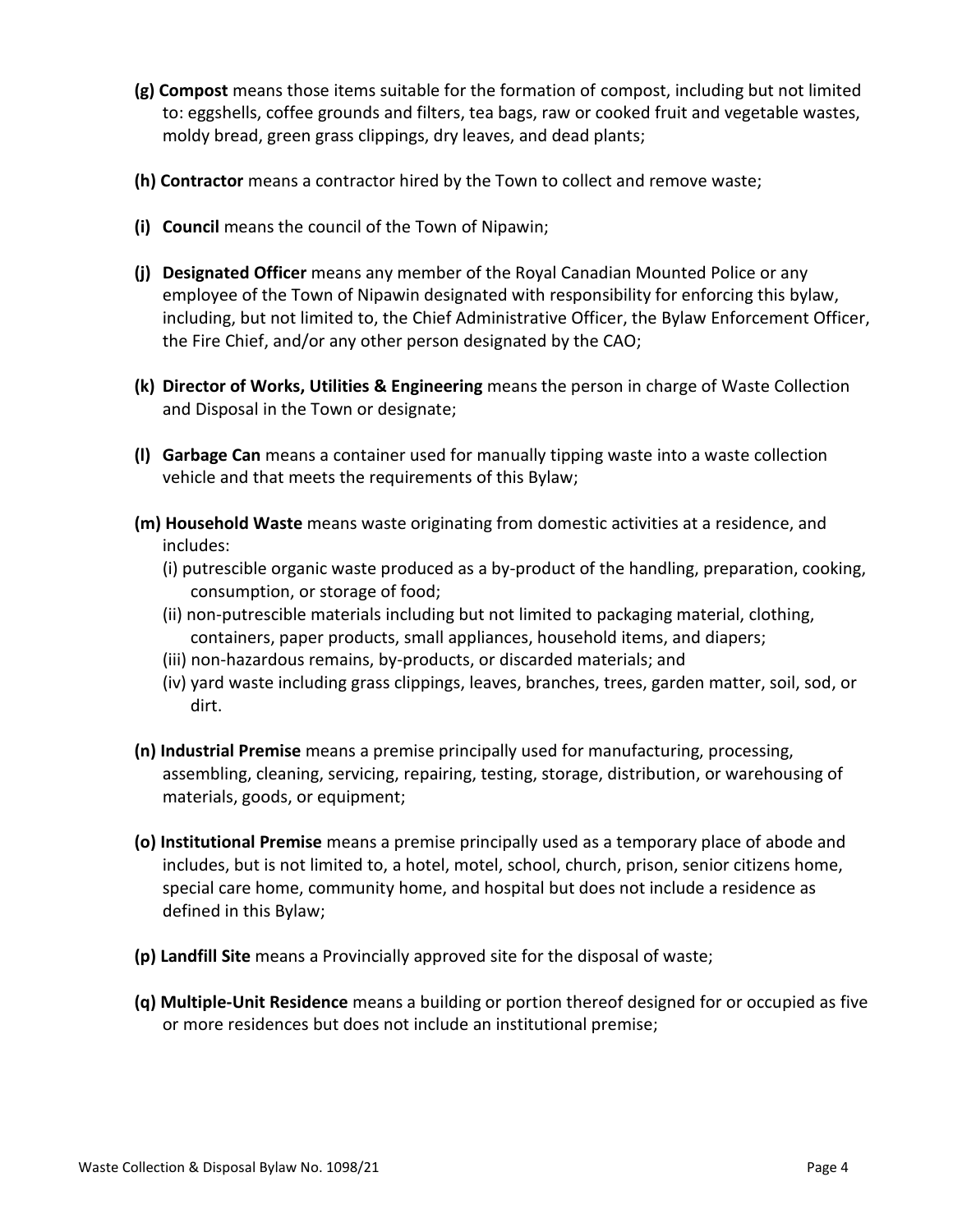**(g) Compost** means those items suitable for the formation of compost, including but not limited to: eggshells, coffee grounds and filters, tea bags, raw or cooked fruit and vegetable wastes, moldy bread, green grass clippings, dry leaves, and dead plants;

**(h) Contractor** means a contractor hired by the Town to collect and remove waste;

**(i) Council** means the council of the Town of Nipawin;

**(j) Designated Officer** means any member of the Royal Canadian Mounted Police or any employee of the Town of Nipawin designated with responsibility for enforcing this bylaw, including, but not limited to, the Chief Administrative Officer, the Bylaw Enforcement Officer, the Fire Chief, and/or any other person designated by the CAO;

**(k) Director of Works, Utilities & Engineering** means the person in charge of Waste Collection and Disposal in the Town or designate;

**(l) Garbage Can** means a container used for manually tipping waste into a waste collection vehicle and that meets the requirements of this Bylaw;

**(m) Household Waste** means waste originating from domestic activities at a residence, and includes:

(i) putrescible organic waste produced as a by-product of the handling, preparation, cooking, consumption, or storage of food;

(ii) non-putrescible materials including but not limited to packaging material, clothing, containers, paper products, small appliances, household items, and diapers;

(iii) non-hazardous remains, by-products, or discarded materials; and

(iv) yard waste including grass clippings, leaves, branches, trees, garden matter, soil, sod, or dirt.

**(n) Industrial Premise** means a premise principally used for manufacturing, processing, assembling, cleaning, servicing, repairing, testing, storage, distribution, or warehousing of materials, goods, or equipment;

**(o) Institutional Premise** means a premise principally used as a temporary place of abode and includes, but is not limited to, a hotel, motel, school, church, prison, senior citizens home, special care home, community home, and hospital but does not include a residence as defined in this Bylaw;

**(p) Landfill Site** means a Provincially approved site for the disposal of waste;

**(q) Multiple-Unit Residence** means a building or portion thereof designed for or occupied as five or more residences but does not include an institutional premise;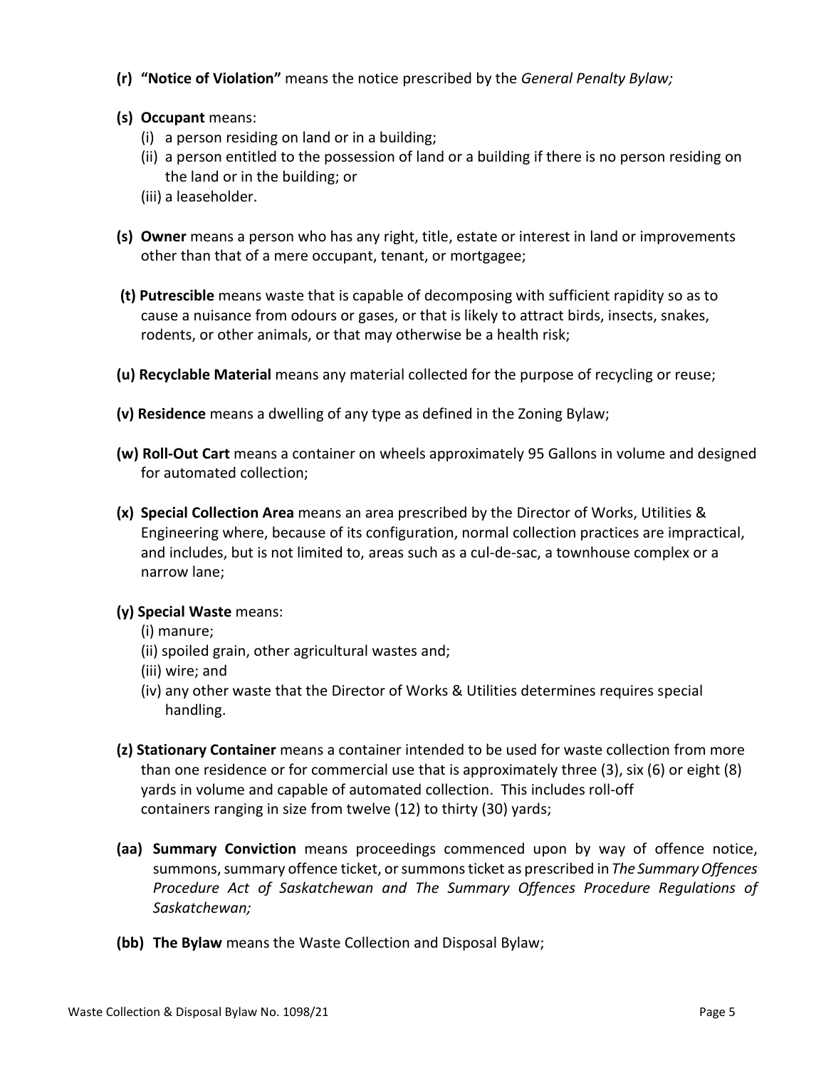**(r)** **"Notice of Violation"** means the notice prescribed by the *General Penalty Bylaw;*

**(s)** **Occupant** means:

- (i) a person residing on land or in a building;
- (ii) a person entitled to the possession of land or a building if there is no person residing on the land or in the building; or
- (iii) a leaseholder.

**(s)** **Owner** means a person who has any right, title, estate or interest in land or improvements other than that of a mere occupant, tenant, or mortgagee;

**(t)** **Putrescible** means waste that is capable of decomposing with sufficient rapidity so as to cause a nuisance from odours or gases, or that is likely to attract birds, insects, snakes, rodents, or other animals, or that may otherwise be a health risk;

**(u)** **Recyclable Material** means any material collected for the purpose of recycling or reuse;

**(v)** **Residence** means a dwelling of any type as defined in the Zoning Bylaw;

**(w)** **Roll-Out Cart** means a container on wheels approximately 95 Gallons in volume and designed for automated collection;

**(x)** **Special Collection Area** means an area prescribed by the Director of Works, Utilities & Engineering where, because of its configuration, normal collection practices are impractical, and includes, but is not limited to, areas such as a cul-de-sac, a townhouse complex or a narrow lane;

**(y)** **Special Waste** means:

- (i) manure;
- (ii) spoiled grain, other agricultural wastes and;
- (iii) wire; and
- (iv) any other waste that the Director of Works & Utilities determines requires special handling.

**(z)** **Stationary Container** means a container intended to be used for waste collection from more than one residence or for commercial use that is approximately three (3), six (6) or eight (8) yards in volume and capable of automated collection. This includes roll-off containers ranging in size from twelve (12) to thirty (30) yards;

**(aa)** **Summary Conviction** means proceedings commenced upon by way of offence notice, summons, summary offence ticket, or summons ticket as prescribed in *The Summary Offences Procedure Act of Saskatchewan and The Summary Offences Procedure Regulations of Saskatchewan;*

**(bb)** **The Bylaw** means the Waste Collection and Disposal Bylaw;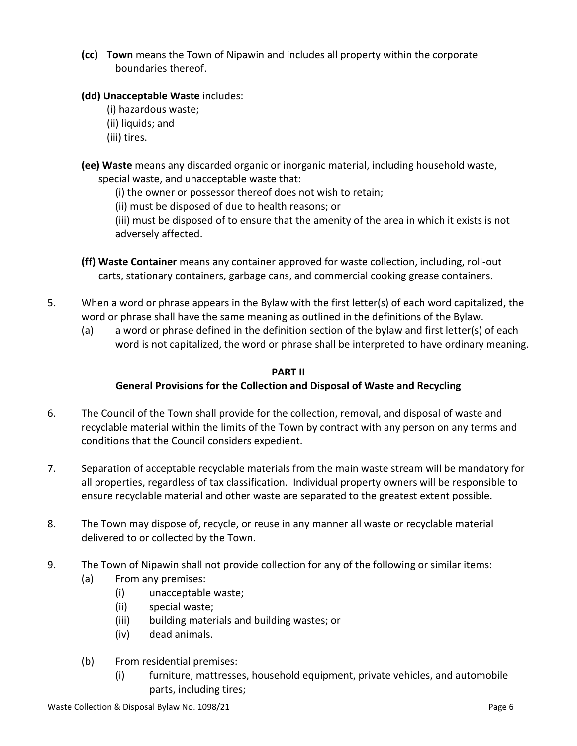**(cc) Town** means the Town of Nipawin and includes all property within the corporate boundaries thereof.

**(dd) Unacceptable Waste** includes:

(i) hazardous waste;
(ii) liquids; and
(iii) tires.

**(ee) Waste** means any discarded organic or inorganic material, including household waste, special waste, and unacceptable waste that:

(i) the owner or possessor thereof does not wish to retain;
(ii) must be disposed of due to health reasons; or
(iii) must be disposed of to ensure that the amenity of the area in which it exists is not adversely affected.

**(ff) Waste Container** means any container approved for waste collection, including, roll-out carts, stationary containers, garbage cans, and commercial cooking grease containers.

5. When a word or phrase appears in the Bylaw with the first letter(s) of each word capitalized, the word or phrase shall have the same meaning as outlined in the definitions of the Bylaw.
   (a) a word or phrase defined in the definition section of the bylaw and first letter(s) of each word is not capitalized, the word or phrase shall be interpreted to have ordinary meaning.

## PART II
## General Provisions for the Collection and Disposal of Waste and Recycling

6. The Council of the Town shall provide for the collection, removal, and disposal of waste and recyclable material within the limits of the Town by contract with any person on any terms and conditions that the Council considers expedient.

7. Separation of acceptable recyclable materials from the main waste stream will be mandatory for all properties, regardless of tax classification. Individual property owners will be responsible to ensure recyclable material and other waste are separated to the greatest extent possible.

8. The Town may dispose of, recycle, or reuse in any manner all waste or recyclable material delivered to or collected by the Town.

9. The Town of Nipawin shall not provide collection for any of the following or similar items:
   (a) From any premises:
      (i) unacceptable waste;
      (ii) special waste;
      (iii) building materials and building wastes; or
      (iv) dead animals.

   (b) From residential premises:
      (i) furniture, mattresses, household equipment, private vehicles, and automobile parts, including tires;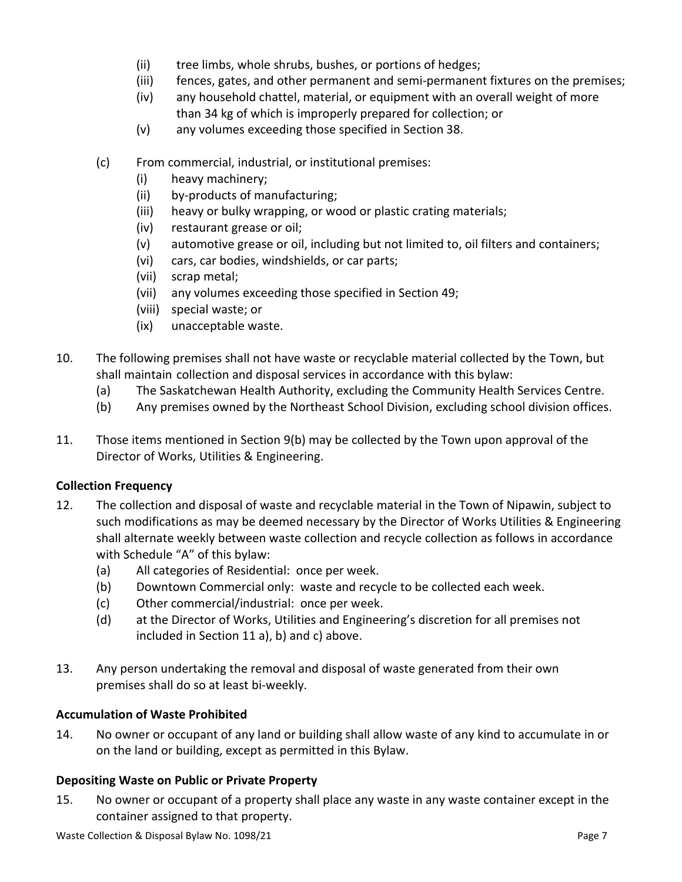(ii) tree limbs, whole shrubs, bushes, or portions of hedges;
(iii) fences, gates, and other permanent and semi-permanent fixtures on the premises;
(iv) any household chattel, material, or equipment with an overall weight of more than 34 kg of which is improperly prepared for collection; or
(v) any volumes exceeding those specified in Section 38.

(c) From commercial, industrial, or institutional premises:
(i) heavy machinery;
(ii) by-products of manufacturing;
(iii) heavy or bulky wrapping, or wood or plastic crating materials;
(iv) restaurant grease or oil;
(v) automotive grease or oil, including but not limited to, oil filters and containers;
(vi) cars, car bodies, windshields, or car parts;
(vii) scrap metal;
(vii) any volumes exceeding those specified in Section 49;
(viii) special waste; or
(ix) unacceptable waste.

10. The following premises shall not have waste or recyclable material collected by the Town, but shall maintain collection and disposal services in accordance with this bylaw:
(a) The Saskatchewan Health Authority, excluding the Community Health Services Centre.
(b) Any premises owned by the Northeast School Division, excluding school division offices.

11. Those items mentioned in Section 9(b) may be collected by the Town upon approval of the Director of Works, Utilities & Engineering.

**Collection Frequency**

12. The collection and disposal of waste and recyclable material in the Town of Nipawin, subject to such modifications as may be deemed necessary by the Director of Works Utilities & Engineering shall alternate weekly between waste collection and recycle collection as follows in accordance with Schedule "A" of this bylaw:
(a) All categories of Residential: once per week.
(b) Downtown Commercial only: waste and recycle to be collected each week.
(c) Other commercial/industrial: once per week.
(d) at the Director of Works, Utilities and Engineering's discretion for all premises not included in Section 11 a), b) and c) above.

13. Any person undertaking the removal and disposal of waste generated from their own premises shall do so at least bi-weekly.

**Accumulation of Waste Prohibited**

14. No owner or occupant of any land or building shall allow waste of any kind to accumulate in or on the land or building, except as permitted in this Bylaw.

**Depositing Waste on Public or Private Property**

15. No owner or occupant of a property shall place any waste in any waste container except in the container assigned to that property.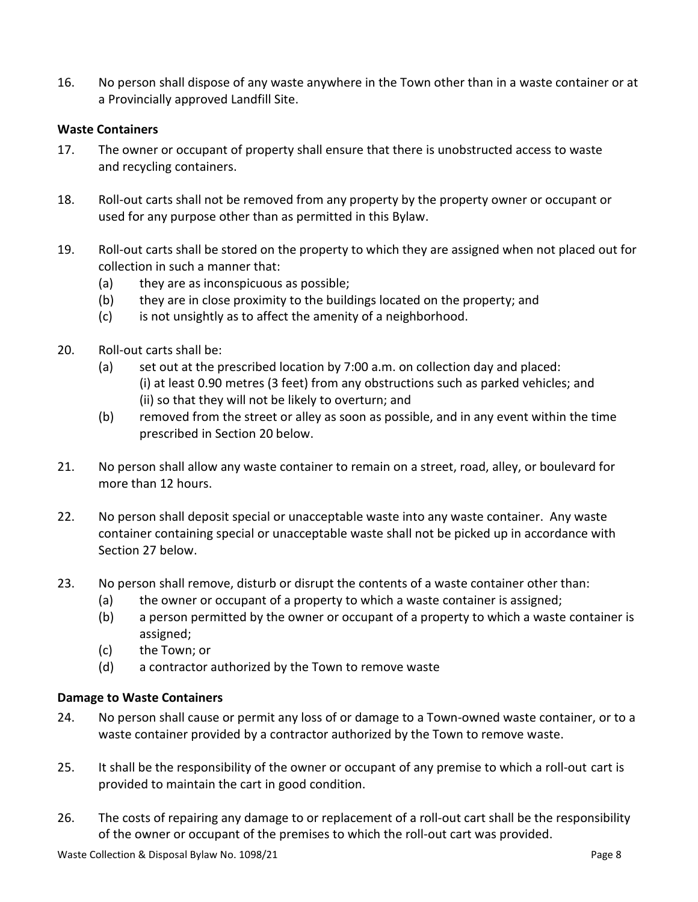16. No person shall dispose of any waste anywhere in the Town other than in a waste container or at a Provincially approved Landfill Site.

**Waste Containers**

17. The owner or occupant of property shall ensure that there is unobstructed access to waste and recycling containers.

18. Roll-out carts shall not be removed from any property by the property owner or occupant or used for any purpose other than as permitted in this Bylaw.

19. Roll-out carts shall be stored on the property to which they are assigned when not placed out for collection in such a manner that:
    - (a) they are as inconspicuous as possible;
    - (b) they are in close proximity to the buildings located on the property; and
    - (c) is not unsightly as to affect the amenity of a neighborhood.

20. Roll-out carts shall be:
    - (a) set out at the prescribed location by 7:00 a.m. on collection day and placed:
      (i) at least 0.90 metres (3 feet) from any obstructions such as parked vehicles; and
      (ii) so that they will not be likely to overturn; and
    - (b) removed from the street or alley as soon as possible, and in any event within the time prescribed in Section 20 below.

21. No person shall allow any waste container to remain on a street, road, alley, or boulevard for more than 12 hours.

22. No person shall deposit special or unacceptable waste into any waste container. Any waste container containing special or unacceptable waste shall not be picked up in accordance with Section 27 below.

23. No person shall remove, disturb or disrupt the contents of a waste container other than:
    - (a) the owner or occupant of a property to which a waste container is assigned;
    - (b) a person permitted by the owner or occupant of a property to which a waste container is assigned;
    - (c) the Town; or
    - (d) a contractor authorized by the Town to remove waste

**Damage to Waste Containers**

24. No person shall cause or permit any loss of or damage to a Town-owned waste container, or to a waste container provided by a contractor authorized by the Town to remove waste.

25. It shall be the responsibility of the owner or occupant of any premise to which a roll-out cart is provided to maintain the cart in good condition.

26. The costs of repairing any damage to or replacement of a roll-out cart shall be the responsibility of the owner or occupant of the premises to which the roll-out cart was provided.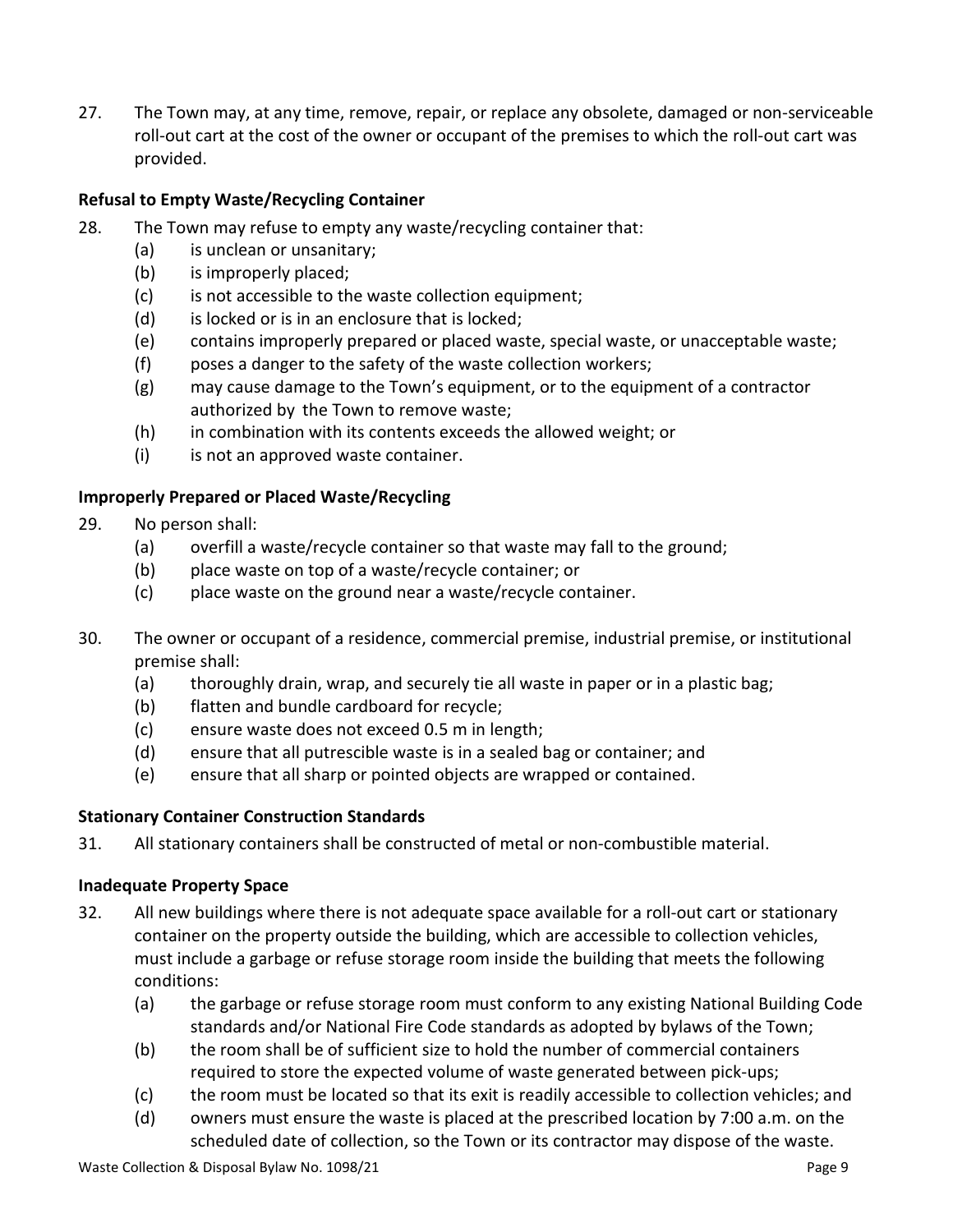27. The Town may, at any time, remove, repair, or replace any obsolete, damaged or non-serviceable roll-out cart at the cost of the owner or occupant of the premises to which the roll-out cart was provided.

**Refusal to Empty Waste/Recycling Container**

28. The Town may refuse to empty any waste/recycling container that:
    - (a) is unclean or unsanitary;
    - (b) is improperly placed;
    - (c) is not accessible to the waste collection equipment;
    - (d) is locked or is in an enclosure that is locked;
    - (e) contains improperly prepared or placed waste, special waste, or unacceptable waste;
    - (f) poses a danger to the safety of the waste collection workers;
    - (g) may cause damage to the Town's equipment, or to the equipment of a contractor authorized by the Town to remove waste;
    - (h) in combination with its contents exceeds the allowed weight; or
    - (i) is not an approved waste container.

**Improperly Prepared or Placed Waste/Recycling**

29. No person shall:
    - (a) overfill a waste/recycle container so that waste may fall to the ground;
    - (b) place waste on top of a waste/recycle container; or
    - (c) place waste on the ground near a waste/recycle container.

30. The owner or occupant of a residence, commercial premise, industrial premise, or institutional premise shall:
    - (a) thoroughly drain, wrap, and securely tie all waste in paper or in a plastic bag;
    - (b) flatten and bundle cardboard for recycle;
    - (c) ensure waste does not exceed 0.5 m in length;
    - (d) ensure that all putrescible waste is in a sealed bag or container; and
    - (e) ensure that all sharp or pointed objects are wrapped or contained.

**Stationary Container Construction Standards**

31. All stationary containers shall be constructed of metal or non-combustible material.

**Inadequate Property Space**

32. All new buildings where there is not adequate space available for a roll-out cart or stationary container on the property outside the building, which are accessible to collection vehicles, must include a garbage or refuse storage room inside the building that meets the following conditions:
    - (a) the garbage or refuse storage room must conform to any existing National Building Code standards and/or National Fire Code standards as adopted by bylaws of the Town;
    - (b) the room shall be of sufficient size to hold the number of commercial containers required to store the expected volume of waste generated between pick-ups;
    - (c) the room must be located so that its exit is readily accessible to collection vehicles; and
    - (d) owners must ensure the waste is placed at the prescribed location by 7:00 a.m. on the scheduled date of collection, so the Town or its contractor may dispose of the waste.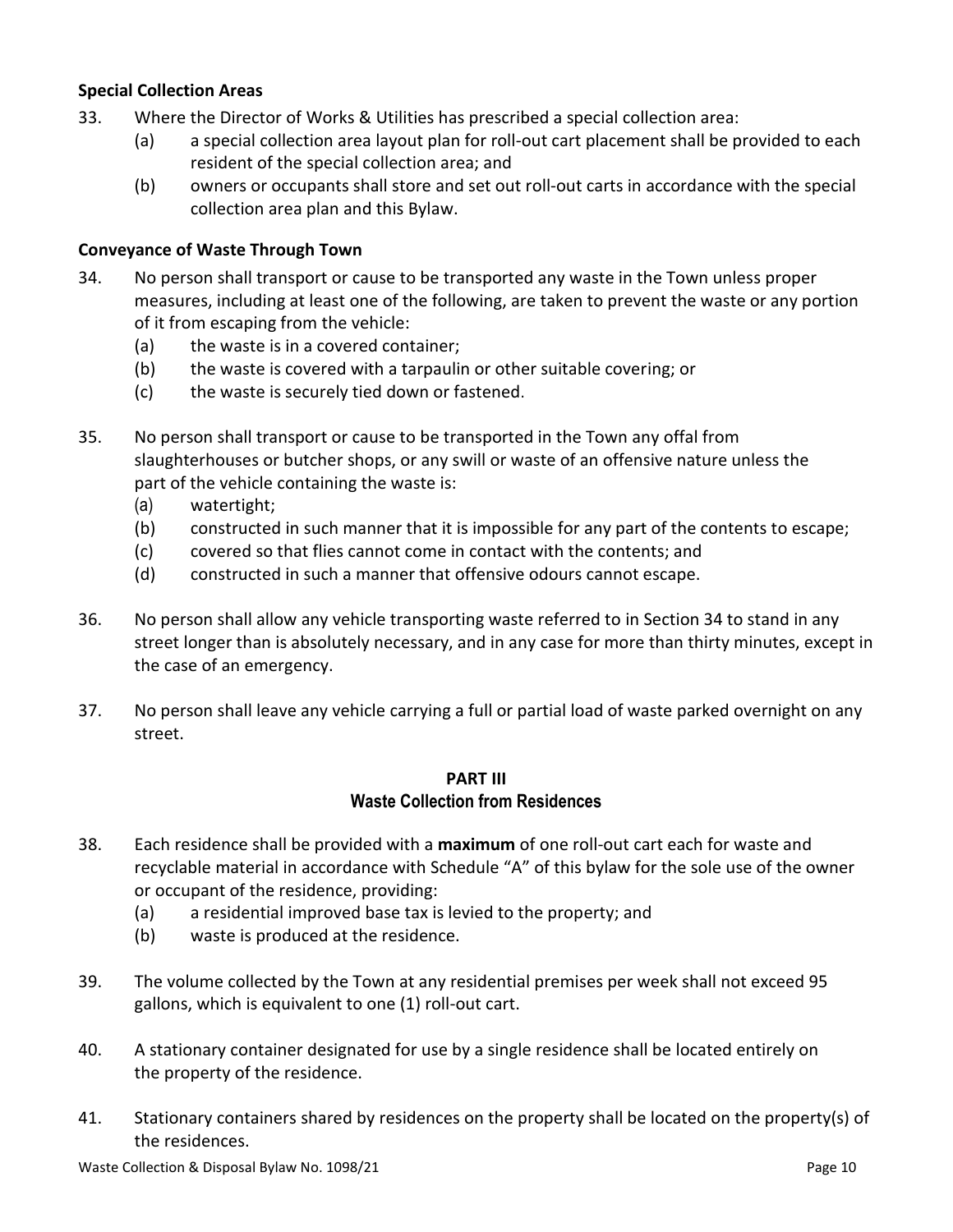**Special Collection Areas**

33. Where the Director of Works & Utilities has prescribed a special collection area:
    (a) a special collection area layout plan for roll-out cart placement shall be provided to each resident of the special collection area; and
    (b) owners or occupants shall store and set out roll-out carts in accordance with the special collection area plan and this Bylaw.

**Conveyance of Waste Through Town**

34. No person shall transport or cause to be transported any waste in the Town unless proper measures, including at least one of the following, are taken to prevent the waste or any portion of it from escaping from the vehicle:
    (a) the waste is in a covered container;
    (b) the waste is covered with a tarpaulin or other suitable covering; or
    (c) the waste is securely tied down or fastened.

35. No person shall transport or cause to be transported in the Town any offal from slaughterhouses or butcher shops, or any swill or waste of an offensive nature unless the part of the vehicle containing the waste is:
    (a) watertight;
    (b) constructed in such manner that it is impossible for any part of the contents to escape;
    (c) covered so that flies cannot come in contact with the contents; and
    (d) constructed in such a manner that offensive odours cannot escape.

36. No person shall allow any vehicle transporting waste referred to in Section 34 to stand in any street longer than is absolutely necessary, and in any case for more than thirty minutes, except in the case of an emergency.

37. No person shall leave any vehicle carrying a full or partial load of waste parked overnight on any street.

## PART III
## Waste Collection from Residences

38. Each residence shall be provided with a **maximum** of one roll-out cart each for waste and recyclable material in accordance with Schedule "A" of this bylaw for the sole use of the owner or occupant of the residence, providing:
    (a) a residential improved base tax is levied to the property; and
    (b) waste is produced at the residence.

39. The volume collected by the Town at any residential premises per week shall not exceed 95 gallons, which is equivalent to one (1) roll-out cart.

40. A stationary container designated for use by a single residence shall be located entirely on the property of the residence.

41. Stationary containers shared by residences on the property shall be located on the property(s) of the residences.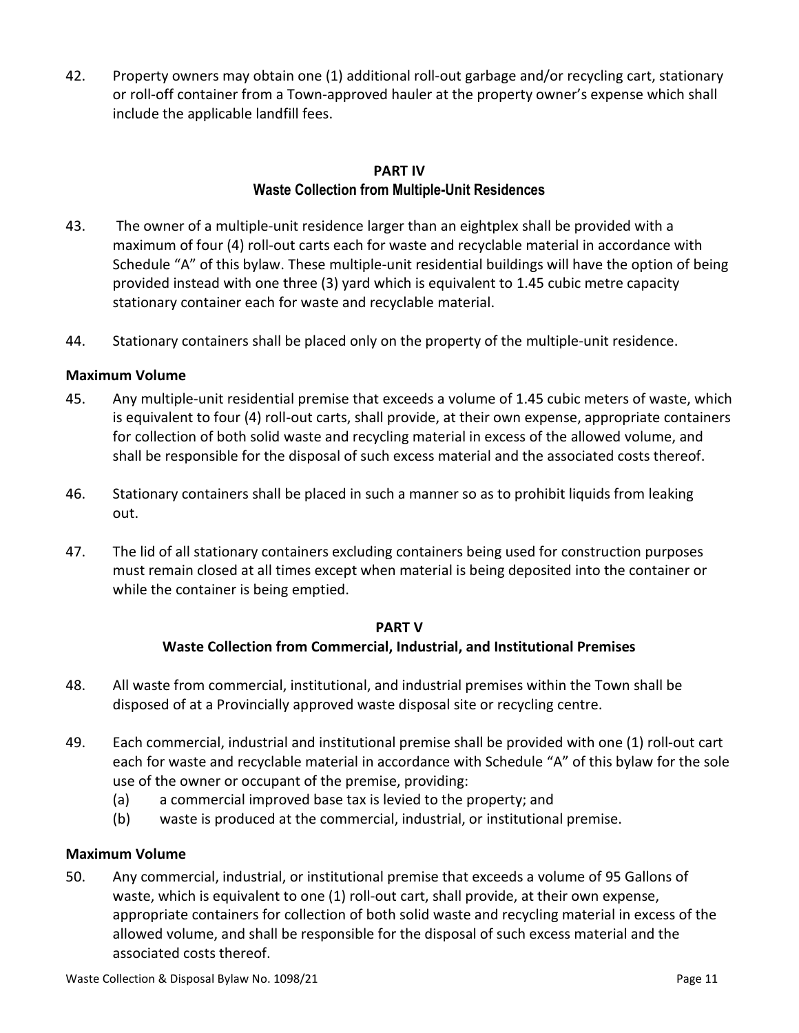42. Property owners may obtain one (1) additional roll-out garbage and/or recycling cart, stationary or roll-off container from a Town-approved hauler at the property owner's expense which shall include the applicable landfill fees.

## PART IV
## Waste Collection from Multiple-Unit Residences

43. The owner of a multiple-unit residence larger than an eightplex shall be provided with a maximum of four (4) roll-out carts each for waste and recyclable material in accordance with Schedule "A" of this bylaw. These multiple-unit residential buildings will have the option of being provided instead with one three (3) yard which is equivalent to 1.45 cubic metre capacity stationary container each for waste and recyclable material.

44. Stationary containers shall be placed only on the property of the multiple-unit residence.

### Maximum Volume

45. Any multiple-unit residential premise that exceeds a volume of 1.45 cubic meters of waste, which is equivalent to four (4) roll-out carts, shall provide, at their own expense, appropriate containers for collection of both solid waste and recycling material in excess of the allowed volume, and shall be responsible for the disposal of such excess material and the associated costs thereof.

46. Stationary containers shall be placed in such a manner so as to prohibit liquids from leaking out.

47. The lid of all stationary containers excluding containers being used for construction purposes must remain closed at all times except when material is being deposited into the container or while the container is being emptied.

## PART V
## Waste Collection from Commercial, Industrial, and Institutional Premises

48. All waste from commercial, institutional, and industrial premises within the Town shall be disposed of at a Provincially approved waste disposal site or recycling centre.

49. Each commercial, industrial and institutional premise shall be provided with one (1) roll-out cart each for waste and recyclable material in accordance with Schedule "A" of this bylaw for the sole use of the owner or occupant of the premise, providing:
    (a) a commercial improved base tax is levied to the property; and
    (b) waste is produced at the commercial, industrial, or institutional premise.

### Maximum Volume

50. Any commercial, industrial, or institutional premise that exceeds a volume of 95 Gallons of waste, which is equivalent to one (1) roll-out cart, shall provide, at their own expense, appropriate containers for collection of both solid waste and recycling material in excess of the allowed volume, and shall be responsible for the disposal of such excess material and the associated costs thereof.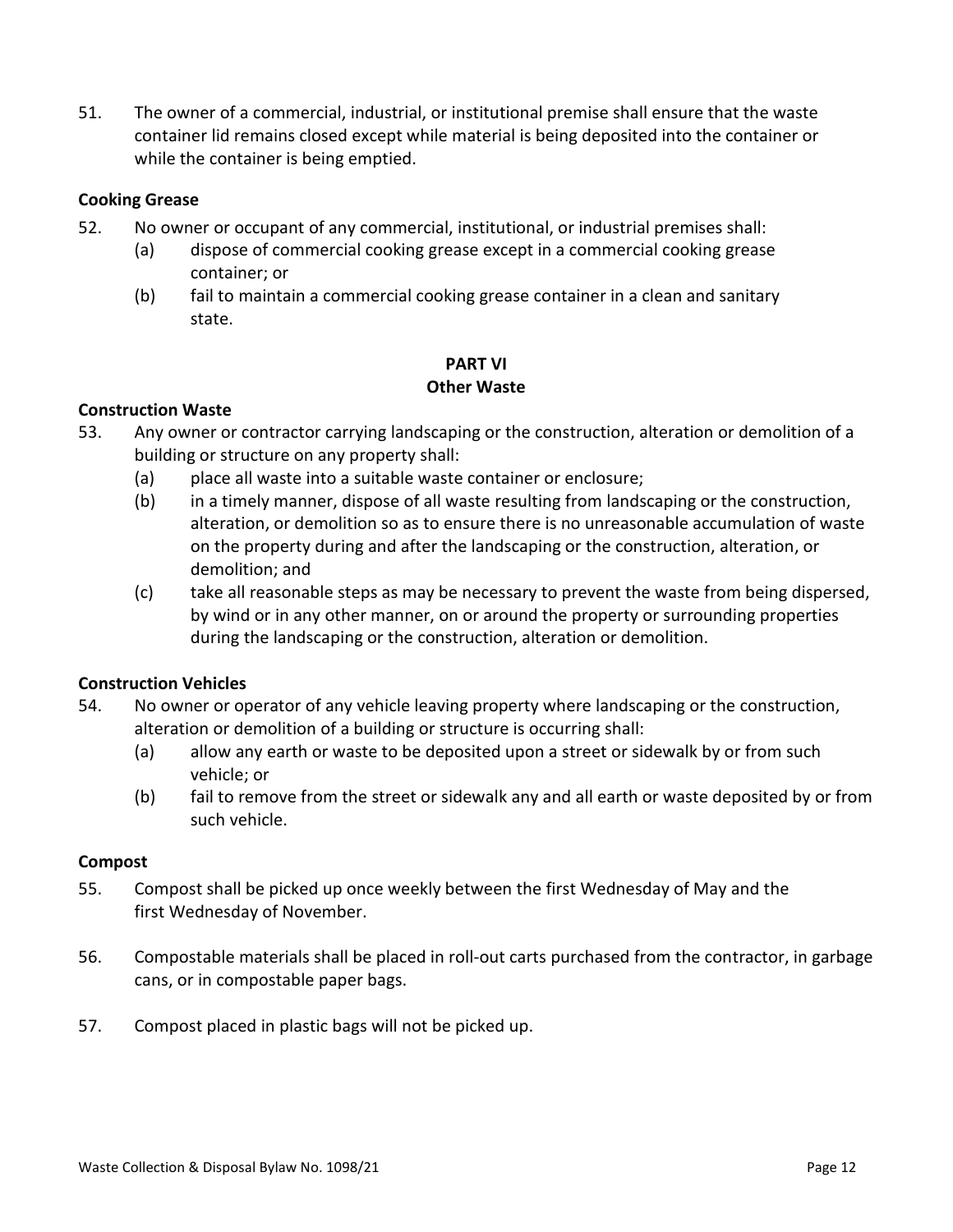51. The owner of a commercial, industrial, or institutional premise shall ensure that the waste container lid remains closed except while material is being deposited into the container or while the container is being emptied.

**Cooking Grease**

52. No owner or occupant of any commercial, institutional, or industrial premises shall:
    (a) dispose of commercial cooking grease except in a commercial cooking grease container; or
    (b) fail to maintain a commercial cooking grease container in a clean and sanitary state.

## PART VI
## Other Waste

**Construction Waste**

53. Any owner or contractor carrying landscaping or the construction, alteration or demolition of a building or structure on any property shall:
    (a) place all waste into a suitable waste container or enclosure;
    (b) in a timely manner, dispose of all waste resulting from landscaping or the construction, alteration, or demolition so as to ensure there is no unreasonable accumulation of waste on the property during and after the landscaping or the construction, alteration, or demolition; and
    (c) take all reasonable steps as may be necessary to prevent the waste from being dispersed, by wind or in any other manner, on or around the property or surrounding properties during the landscaping or the construction, alteration or demolition.

**Construction Vehicles**

54. No owner or operator of any vehicle leaving property where landscaping or the construction, alteration or demolition of a building or structure is occurring shall:
    (a) allow any earth or waste to be deposited upon a street or sidewalk by or from such vehicle; or
    (b) fail to remove from the street or sidewalk any and all earth or waste deposited by or from such vehicle.

**Compost**

55. Compost shall be picked up once weekly between the first Wednesday of May and the first Wednesday of November.

56. Compostable materials shall be placed in roll-out carts purchased from the contractor, in garbage cans, or in compostable paper bags.

57. Compost placed in plastic bags will not be picked up.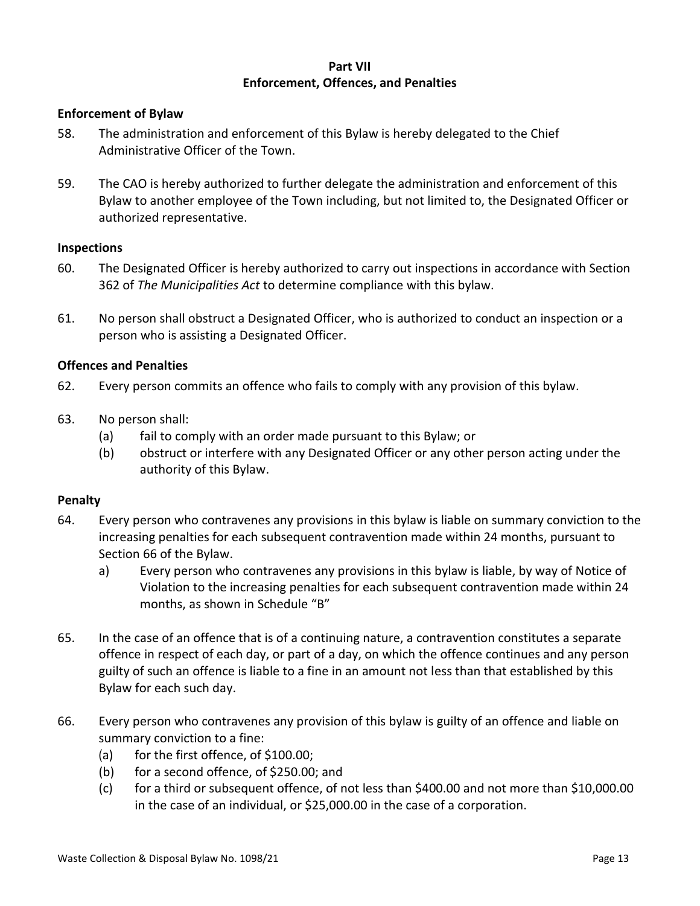# Part VII
# Enforcement, Offences, and Penalties

**Enforcement of Bylaw**

58. The administration and enforcement of this Bylaw is hereby delegated to the Chief Administrative Officer of the Town.

59. The CAO is hereby authorized to further delegate the administration and enforcement of this Bylaw to another employee of the Town including, but not limited to, the Designated Officer or authorized representative.

**Inspections**

60. The Designated Officer is hereby authorized to carry out inspections in accordance with Section 362 of *The Municipalities Act* to determine compliance with this bylaw.

61. No person shall obstruct a Designated Officer, who is authorized to conduct an inspection or a person who is assisting a Designated Officer.

**Offences and Penalties**

62. Every person commits an offence who fails to comply with any provision of this bylaw.

63. No person shall:
    - (a) fail to comply with an order made pursuant to this Bylaw; or
    - (b) obstruct or interfere with any Designated Officer or any other person acting under the authority of this Bylaw.

**Penalty**

64. Every person who contravenes any provisions in this bylaw is liable on summary conviction to the increasing penalties for each subsequent contravention made within 24 months, pursuant to Section 66 of the Bylaw.
    - a) Every person who contravenes any provisions in this bylaw is liable, by way of Notice of Violation to the increasing penalties for each subsequent contravention made within 24 months, as shown in Schedule "B"

65. In the case of an offence that is of a continuing nature, a contravention constitutes a separate offence in respect of each day, or part of a day, on which the offence continues and any person guilty of such an offence is liable to a fine in an amount not less than that established by this Bylaw for each such day.

66. Every person who contravenes any provision of this bylaw is guilty of an offence and liable on summary conviction to a fine:
    - (a) for the first offence, of $100.00;
    - (b) for a second offence, of $250.00; and
    - (c) for a third or subsequent offence, of not less than $400.00 and not more than $10,000.00 in the case of an individual, or $25,000.00 in the case of a corporation.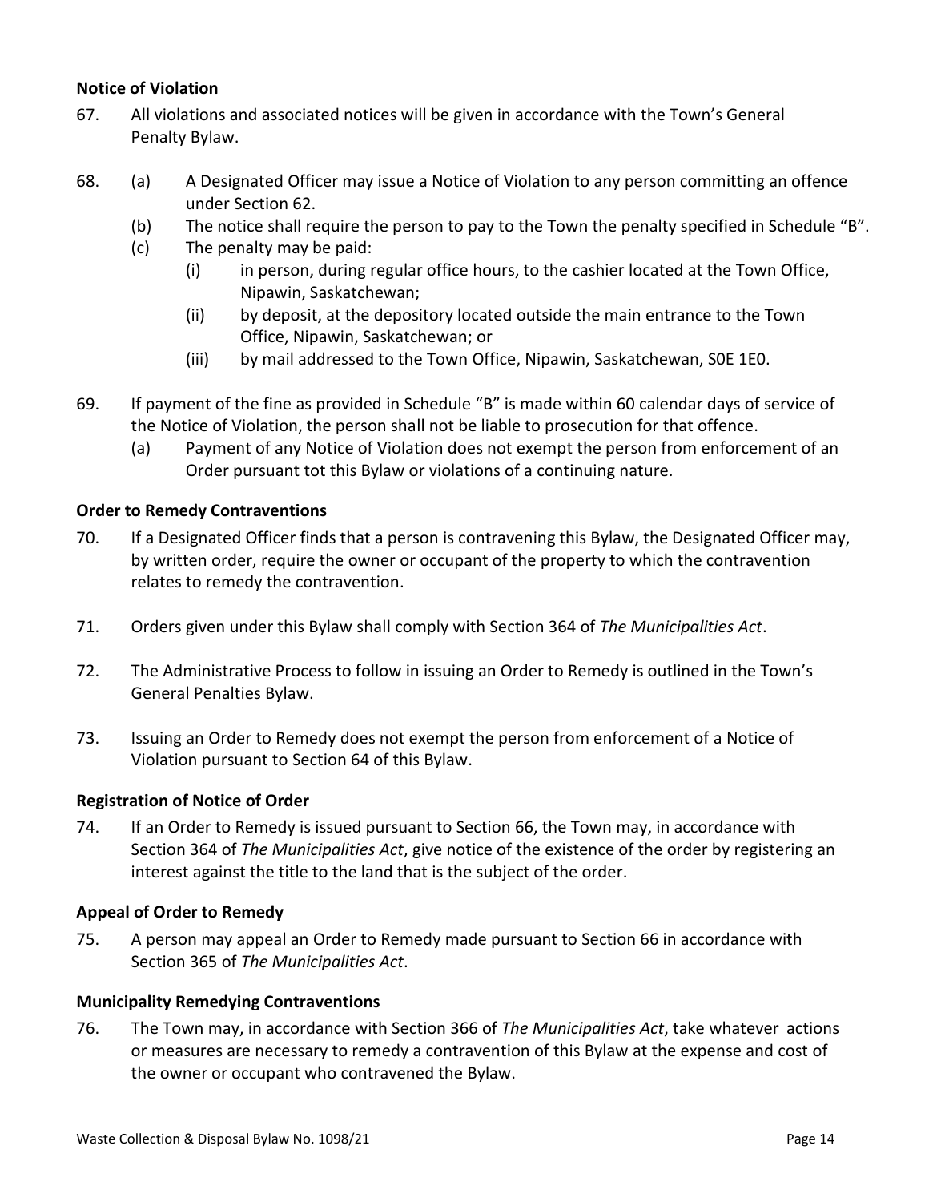### Notice of Violation

67. All violations and associated notices will be given in accordance with the Town's General Penalty Bylaw.

68. (a) A Designated Officer may issue a Notice of Violation to any person committing an offence under Section 62.
    (b) The notice shall require the person to pay to the Town the penalty specified in Schedule "B".
    (c) The penalty may be paid:
        (i) in person, during regular office hours, to the cashier located at the Town Office, Nipawin, Saskatchewan;
        (ii) by deposit, at the depository located outside the main entrance to the Town Office, Nipawin, Saskatchewan; or
        (iii) by mail addressed to the Town Office, Nipawin, Saskatchewan, S0E 1E0.

69. If payment of the fine as provided in Schedule "B" is made within 60 calendar days of service of the Notice of Violation, the person shall not be liable to prosecution for that offence.
    (a) Payment of any Notice of Violation does not exempt the person from enforcement of an Order pursuant tot this Bylaw or violations of a continuing nature.

### Order to Remedy Contraventions

70. If a Designated Officer finds that a person is contravening this Bylaw, the Designated Officer may, by written order, require the owner or occupant of the property to which the contravention relates to remedy the contravention.

71. Orders given under this Bylaw shall comply with Section 364 of *The Municipalities Act*.

72. The Administrative Process to follow in issuing an Order to Remedy is outlined in the Town's General Penalties Bylaw.

73. Issuing an Order to Remedy does not exempt the person from enforcement of a Notice of Violation pursuant to Section 64 of this Bylaw.

### Registration of Notice of Order

74. If an Order to Remedy is issued pursuant to Section 66, the Town may, in accordance with Section 364 of *The Municipalities Act*, give notice of the existence of the order by registering an interest against the title to the land that is the subject of the order.

### Appeal of Order to Remedy

75. A person may appeal an Order to Remedy made pursuant to Section 66 in accordance with Section 365 of *The Municipalities Act*.

### Municipality Remedying Contraventions

76. The Town may, in accordance with Section 366 of *The Municipalities Act*, take whatever actions or measures are necessary to remedy a contravention of this Bylaw at the expense and cost of the owner or occupant who contravened the Bylaw.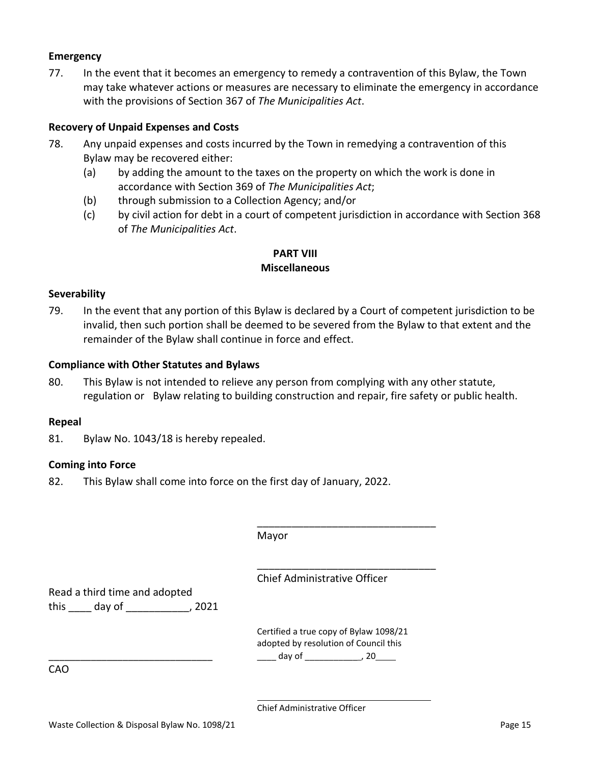**Emergency**

77. In the event that it becomes an emergency to remedy a contravention of this Bylaw, the Town may take whatever actions or measures are necessary to eliminate the emergency in accordance with the provisions of Section 367 of *The Municipalities Act*.

**Recovery of Unpaid Expenses and Costs**

78. Any unpaid expenses and costs incurred by the Town in remedying a contravention of this Bylaw may be recovered either:
    (a) by adding the amount to the taxes on the property on which the work is done in accordance with Section 369 of *The Municipalities Act*;
    (b) through submission to a Collection Agency; and/or
    (c) by civil action for debt in a court of competent jurisdiction in accordance with Section 368 of *The Municipalities Act*.

## PART VIII
## Miscellaneous

**Severability**

79. In the event that any portion of this Bylaw is declared by a Court of competent jurisdiction to be invalid, then such portion shall be deemed to be severed from the Bylaw to that extent and the remainder of the Bylaw shall continue in force and effect.

**Compliance with Other Statutes and Bylaws**

80. This Bylaw is not intended to relieve any person from complying with any other statute, regulation or Bylaw relating to building construction and repair, fire safety or public health.

**Repeal**

81. Bylaw No. 1043/18 is hereby repealed.

**Coming into Force**

82. This Bylaw shall come into force on the first day of January, 2022.

_______________________________
Mayor

_______________________________
Chief Administrative Officer

Read a third time and adopted
this ____ day of ___________, 2021

_______________________________
CAO

Certified a true copy of Bylaw 1098/21
adopted by resolution of Council this
____ day of ___________, 20____

_______________________________
Chief Administrative Officer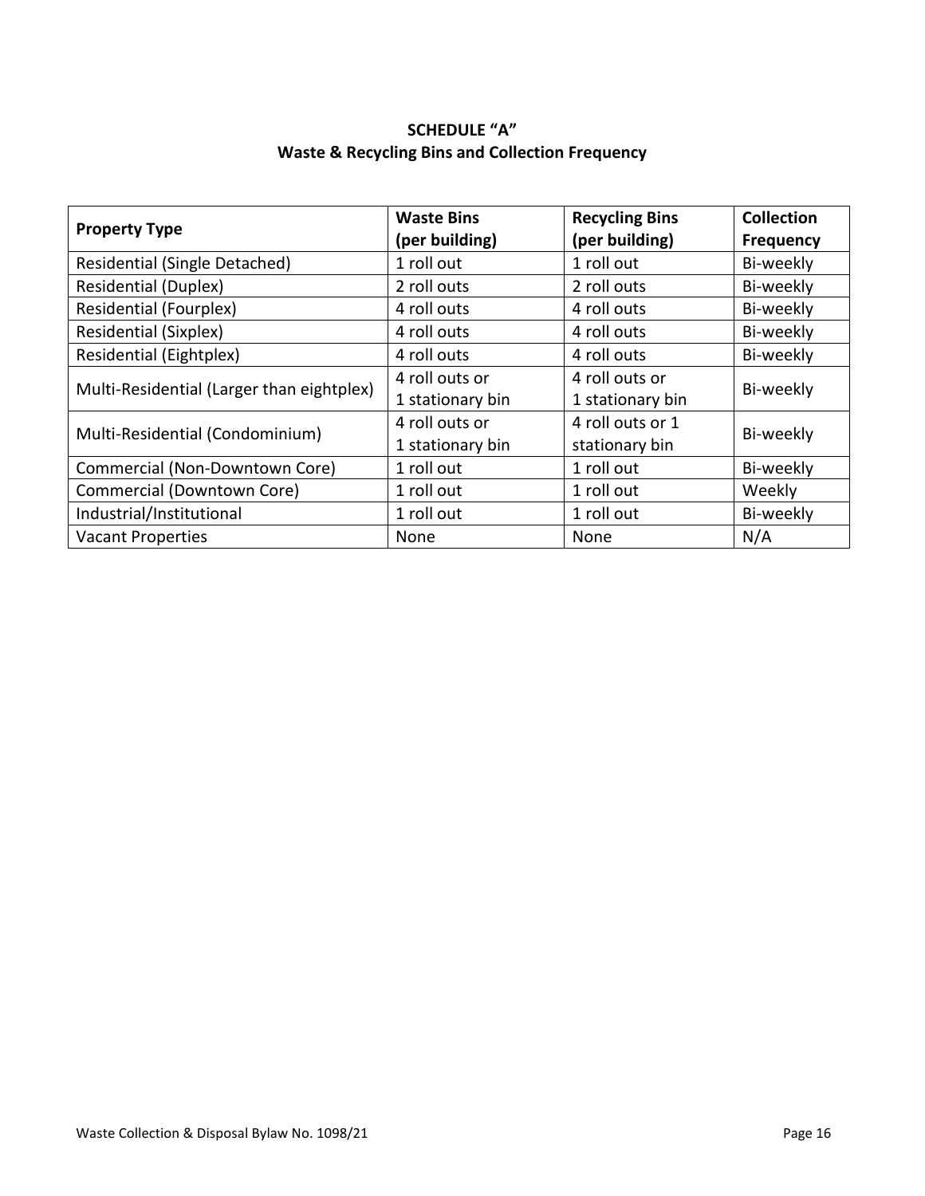## SCHEDULE "A"
## Waste & Recycling Bins and Collection Frequency

| Property Type | Waste Bins (per building) | Recycling Bins (per building) | Collection Frequency |
|---|---|---|---|
| Residential (Single Detached) | 1 roll out | 1 roll out | Bi-weekly |
| Residential (Duplex) | 2 roll outs | 2 roll outs | Bi-weekly |
| Residential (Fourplex) | 4 roll outs | 4 roll outs | Bi-weekly |
| Residential (Sixplex) | 4 roll outs | 4 roll outs | Bi-weekly |
| Residential (Eightplex) | 4 roll outs | 4 roll outs | Bi-weekly |
| Multi-Residential (Larger than eightplex) | 4 roll outs or 1 stationary bin | 4 roll outs or 1 stationary bin | Bi-weekly |
| Multi-Residential (Condominium) | 4 roll outs or 1 stationary bin | 4 roll outs or 1 stationary bin | Bi-weekly |
| Commercial (Non-Downtown Core) | 1 roll out | 1 roll out | Bi-weekly |
| Commercial (Downtown Core) | 1 roll out | 1 roll out | Weekly |
| Industrial/Institutional | 1 roll out | 1 roll out | Bi-weekly |
| Vacant Properties | None | None | N/A |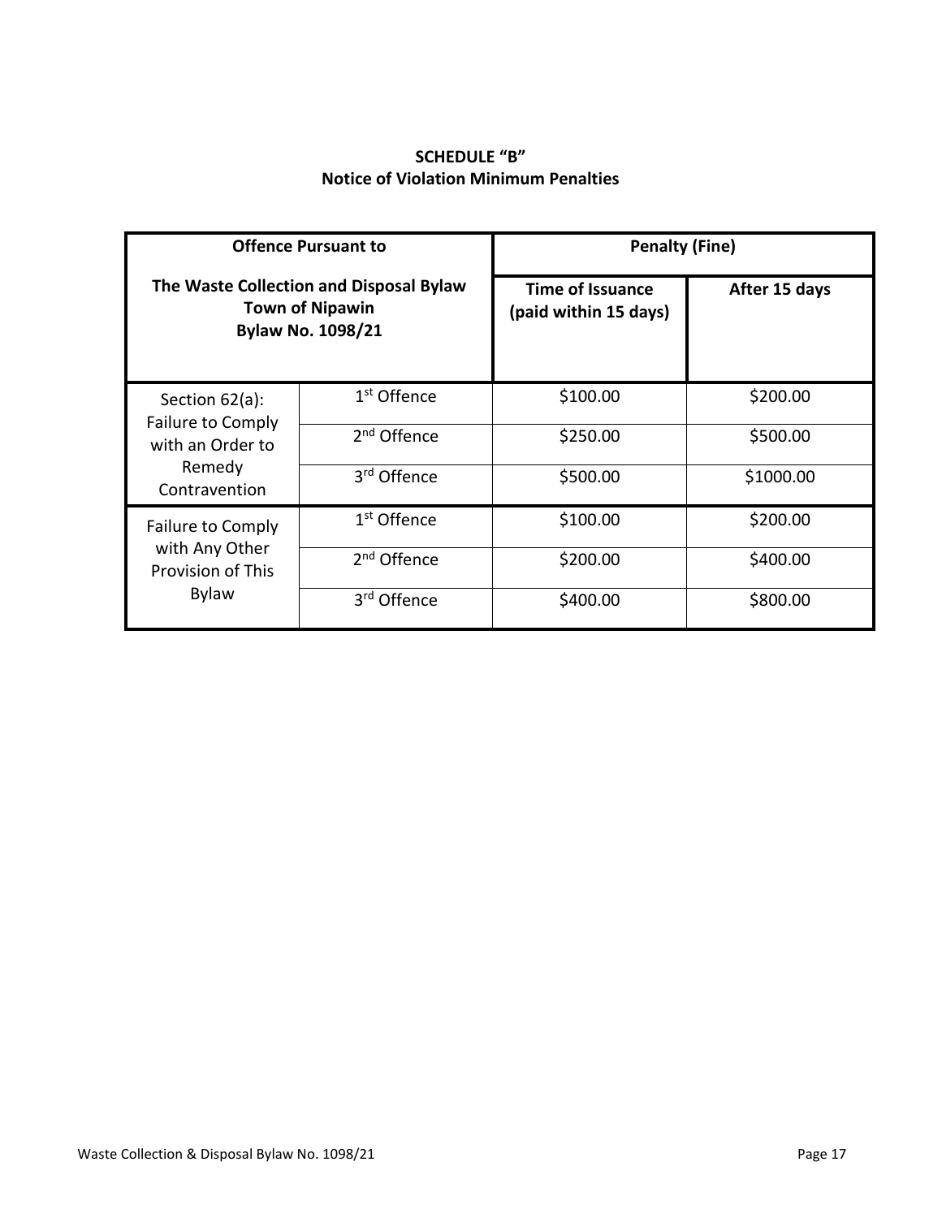**SCHEDULE "B"**
**Notice of Violation Minimum Penalties**

| Offence Pursuant to<br><br>The Waste Collection and Disposal Bylaw Town of Nipawin Bylaw No. 1098/21 | | Penalty (Fine) | |
|---|---|---|---|
| | | Time of Issuance (paid within 15 days) | After 15 days |
| Section 62(a): Failure to Comply with an Order to Remedy Contravention | 1st Offence | \$100.00 | \$200.00 |
| | 2nd Offence | \$250.00 | \$500.00 |
| | 3rd Offence | \$500.00 | \$1000.00 |
| Failure to Comply with Any Other Provision of This Bylaw | 1st Offence | \$100.00 | \$200.00 |
| | 2nd Offence | \$200.00 | \$400.00 |
| | 3rd Offence | \$400.00 | \$800.00 |